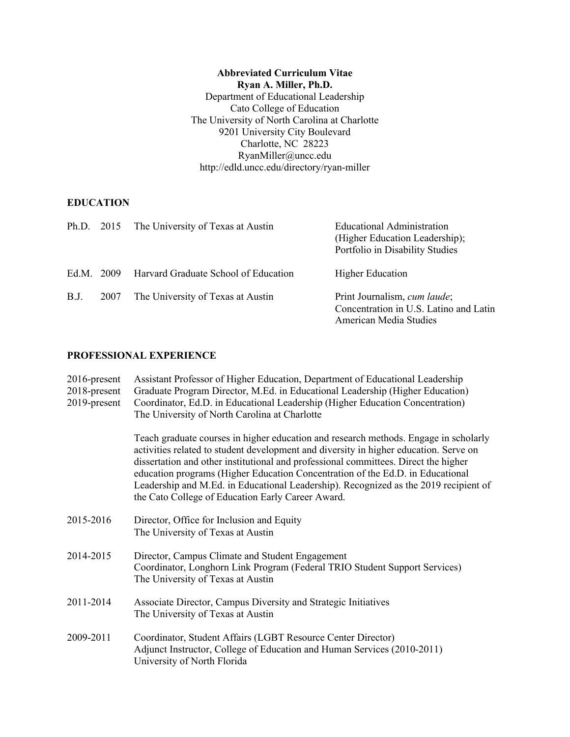**Abbreviated Curriculum Vitae**
**Ryan A. Miller, Ph.D.**
Department of Educational Leadership
Cato College of Education
The University of North Carolina at Charlotte
9201 University City Boulevard
Charlotte, NC 28223
RyanMiller@uncc.edu
http://edld.uncc.edu/directory/ryan-miller

## EDUCATION

| | | | |
|---|---|---|---|
| Ph.D. | 2015 | The University of Texas at Austin | Educational Administration (Higher Education Leadership); Portfolio in Disability Studies |
| Ed.M. | 2009 | Harvard Graduate School of Education | Higher Education |
| B.J. | 2007 | The University of Texas at Austin | Print Journalism, *cum laude*; Concentration in U.S. Latino and Latin American Media Studies |

## PROFESSIONAL EXPERIENCE

2016-present Assistant Professor of Higher Education, Department of Educational Leadership
2018-present Graduate Program Director, M.Ed. in Educational Leadership (Higher Education)
2019-present Coordinator, Ed.D. in Educational Leadership (Higher Education Concentration)
The University of North Carolina at Charlotte

Teach graduate courses in higher education and research methods. Engage in scholarly activities related to student development and diversity in higher education. Serve on dissertation and other institutional and professional committees. Direct the higher education programs (Higher Education Concentration of the Ed.D. in Educational Leadership and M.Ed. in Educational Leadership). Recognized as the 2019 recipient of the Cato College of Education Early Career Award.

2015-2016 Director, Office for Inclusion and Equity
The University of Texas at Austin

2014-2015 Director, Campus Climate and Student Engagement
Coordinator, Longhorn Link Program (Federal TRIO Student Support Services)
The University of Texas at Austin

2011-2014 Associate Director, Campus Diversity and Strategic Initiatives
The University of Texas at Austin

2009-2011 Coordinator, Student Affairs (LGBT Resource Center Director)
Adjunct Instructor, College of Education and Human Services (2010-2011)
University of North Florida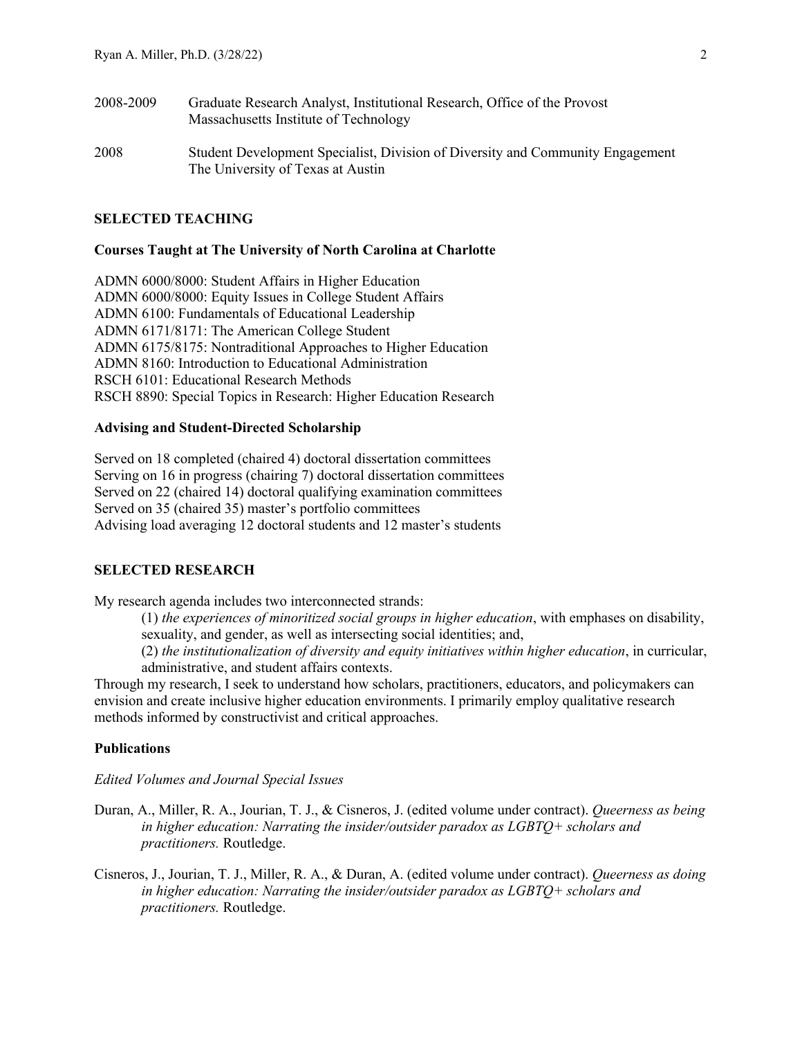2008-2009 Graduate Research Analyst, Institutional Research, Office of the Provost
Massachusetts Institute of Technology

2008 Student Development Specialist, Division of Diversity and Community Engagement
The University of Texas at Austin

## SELECTED TEACHING

### Courses Taught at The University of North Carolina at Charlotte

ADMN 6000/8000: Student Affairs in Higher Education
ADMN 6000/8000: Equity Issues in College Student Affairs
ADMN 6100: Fundamentals of Educational Leadership
ADMN 6171/8171: The American College Student
ADMN 6175/8175: Nontraditional Approaches to Higher Education
ADMN 8160: Introduction to Educational Administration
RSCH 6101: Educational Research Methods
RSCH 8890: Special Topics in Research: Higher Education Research

### Advising and Student-Directed Scholarship

Served on 18 completed (chaired 4) doctoral dissertation committees
Serving on 16 in progress (chairing 7) doctoral dissertation committees
Served on 22 (chaired 14) doctoral qualifying examination committees
Served on 35 (chaired 35) master's portfolio committees
Advising load averaging 12 doctoral students and 12 master's students

## SELECTED RESEARCH

My research agenda includes two interconnected strands:

(1) *the experiences of minoritized social groups in higher education*, with emphases on disability, sexuality, and gender, as well as intersecting social identities; and,

(2) *the institutionalization of diversity and equity initiatives within higher education*, in curricular, administrative, and student affairs contexts.

Through my research, I seek to understand how scholars, practitioners, educators, and policymakers can envision and create inclusive higher education environments. I primarily employ qualitative research methods informed by constructivist and critical approaches.

### Publications

*Edited Volumes and Journal Special Issues*

Duran, A., Miller, R. A., Jourian, T. J., & Cisneros, J. (edited volume under contract). *Queerness as being in higher education: Narrating the insider/outsider paradox as LGBTQ+ scholars and practitioners.* Routledge.

Cisneros, J., Jourian, T. J., Miller, R. A., & Duran, A. (edited volume under contract). *Queerness as doing in higher education: Narrating the insider/outsider paradox as LGBTQ+ scholars and practitioners.* Routledge.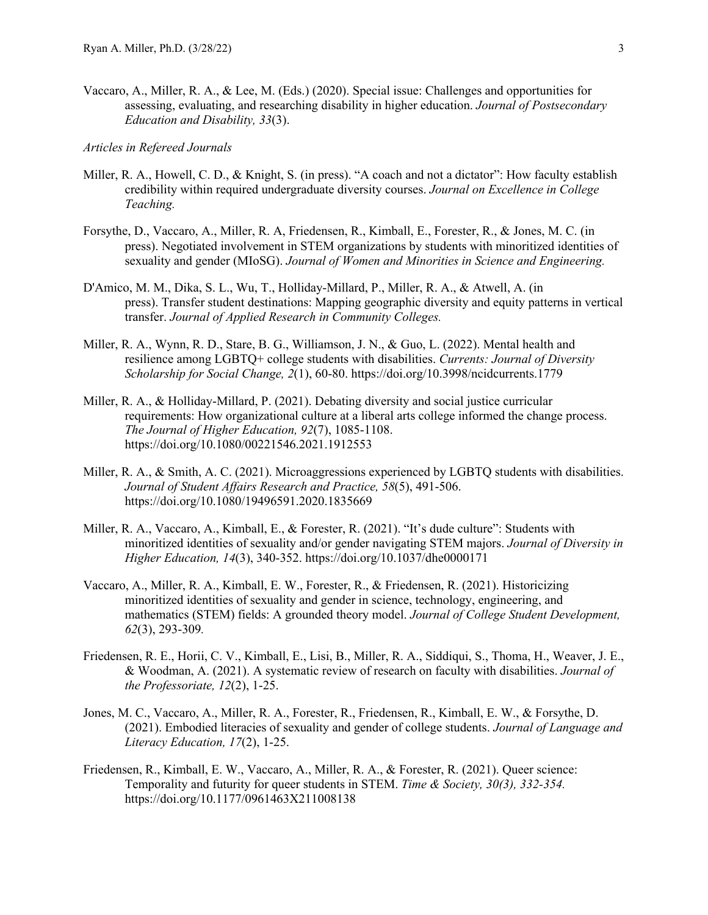Vaccaro, A., Miller, R. A., & Lee, M. (Eds.) (2020). Special issue: Challenges and opportunities for assessing, evaluating, and researching disability in higher education. *Journal of Postsecondary Education and Disability, 33*(3).

*Articles in Refereed Journals*

Miller, R. A., Howell, C. D., & Knight, S. (in press). "A coach and not a dictator": How faculty establish credibility within required undergraduate diversity courses. *Journal on Excellence in College Teaching.*

Forsythe, D., Vaccaro, A., Miller, R. A, Friedensen, R., Kimball, E., Forester, R., & Jones, M. C. (in press). Negotiated involvement in STEM organizations by students with minoritized identities of sexuality and gender (MIoSG). *Journal of Women and Minorities in Science and Engineering.*

D'Amico, M. M., Dika, S. L., Wu, T., Holliday-Millard, P., Miller, R. A., & Atwell, A. (in press). Transfer student destinations: Mapping geographic diversity and equity patterns in vertical transfer. *Journal of Applied Research in Community Colleges.*

Miller, R. A., Wynn, R. D., Stare, B. G., Williamson, J. N., & Guo, L. (2022). Mental health and resilience among LGBTQ+ college students with disabilities. *Currents: Journal of Diversity Scholarship for Social Change, 2*(1), 60-80. https://doi.org/10.3998/ncidcurrents.1779

Miller, R. A., & Holliday-Millard, P. (2021). Debating diversity and social justice curricular requirements: How organizational culture at a liberal arts college informed the change process. *The Journal of Higher Education, 92*(7), 1085-1108. https://doi.org/10.1080/00221546.2021.1912553

Miller, R. A., & Smith, A. C. (2021). Microaggressions experienced by LGBTQ students with disabilities. *Journal of Student Affairs Research and Practice, 58*(5), 491-506. https://doi.org/10.1080/19496591.2020.1835669

Miller, R. A., Vaccaro, A., Kimball, E., & Forester, R. (2021). "It's dude culture": Students with minoritized identities of sexuality and/or gender navigating STEM majors. *Journal of Diversity in Higher Education, 14*(3), 340-352. https://doi.org/10.1037/dhe0000171

Vaccaro, A., Miller, R. A., Kimball, E. W., Forester, R., & Friedensen, R. (2021). Historicizing minoritized identities of sexuality and gender in science, technology, engineering, and mathematics (STEM) fields: A grounded theory model. *Journal of College Student Development, 62*(3), 293-309*.*

Friedensen, R. E., Horii, C. V., Kimball, E., Lisi, B., Miller, R. A., Siddiqui, S., Thoma, H., Weaver, J. E., & Woodman, A. (2021). A systematic review of research on faculty with disabilities. *Journal of the Professoriate, 12*(2), 1-25.

Jones, M. C., Vaccaro, A., Miller, R. A., Forester, R., Friedensen, R., Kimball, E. W., & Forsythe, D. (2021). Embodied literacies of sexuality and gender of college students. *Journal of Language and Literacy Education, 17*(2), 1-25.

Friedensen, R., Kimball, E. W., Vaccaro, A., Miller, R. A., & Forester, R. (2021). Queer science: Temporality and futurity for queer students in STEM. *Time & Society, 30(3), 332-354.* https://doi.org/10.1177/0961463X211008138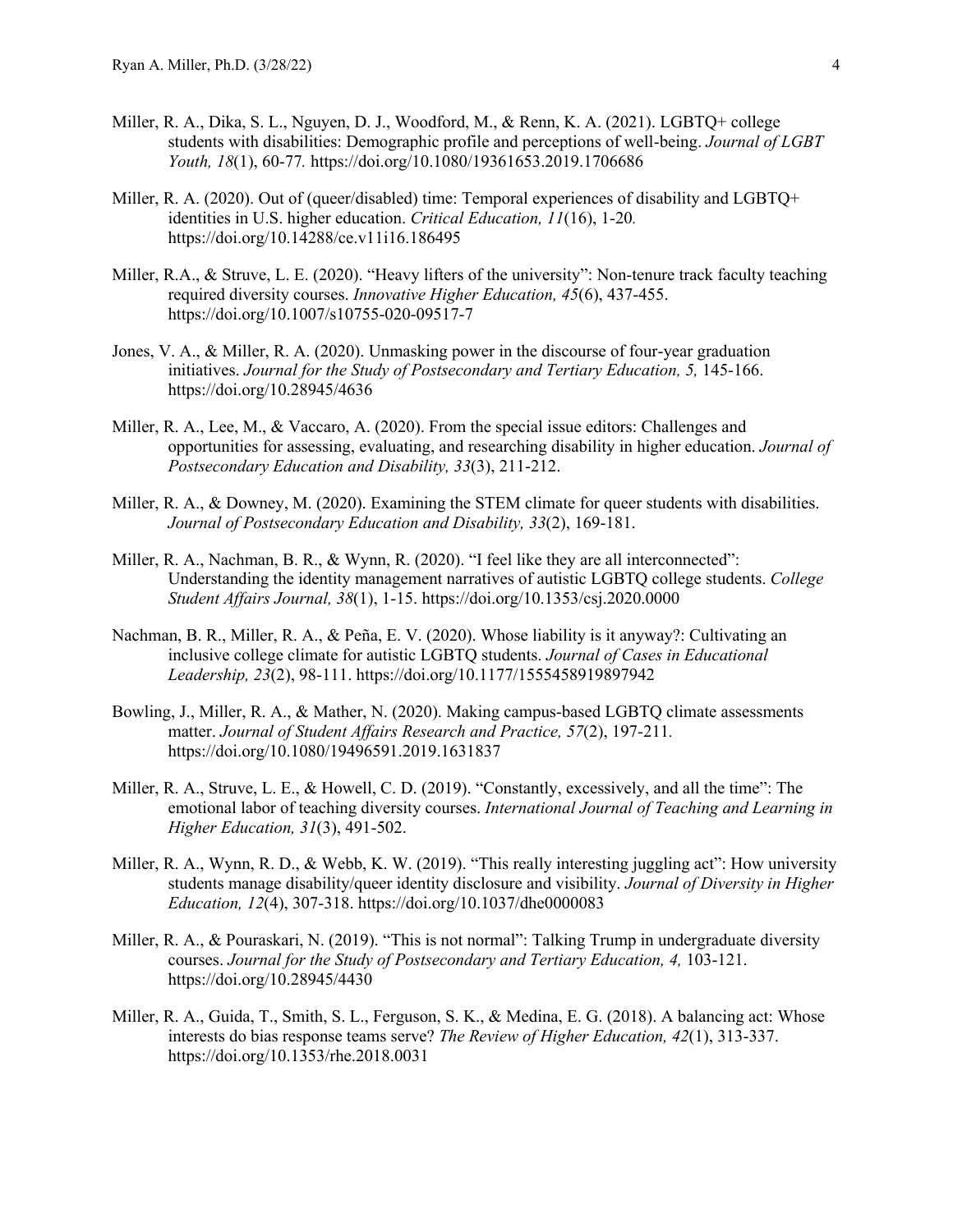Miller, R. A., Dika, S. L., Nguyen, D. J., Woodford, M., & Renn, K. A. (2021). LGBTQ+ college students with disabilities: Demographic profile and perceptions of well-being. *Journal of LGBT Youth, 18*(1), 60-77. https://doi.org/10.1080/19361653.2019.1706686

Miller, R. A. (2020). Out of (queer/disabled) time: Temporal experiences of disability and LGBTQ+ identities in U.S. higher education. *Critical Education, 11*(16), 1-20. https://doi.org/10.14288/ce.v11i16.186495

Miller, R.A., & Struve, L. E. (2020). "Heavy lifters of the university": Non-tenure track faculty teaching required diversity courses. *Innovative Higher Education, 45*(6), 437-455. https://doi.org/10.1007/s10755-020-09517-7

Jones, V. A., & Miller, R. A. (2020). Unmasking power in the discourse of four-year graduation initiatives. *Journal for the Study of Postsecondary and Tertiary Education, 5,* 145-166. https://doi.org/10.28945/4636

Miller, R. A., Lee, M., & Vaccaro, A. (2020). From the special issue editors: Challenges and opportunities for assessing, evaluating, and researching disability in higher education. *Journal of Postsecondary Education and Disability, 33*(3), 211-212.

Miller, R. A., & Downey, M. (2020). Examining the STEM climate for queer students with disabilities. *Journal of Postsecondary Education and Disability, 33*(2), 169-181.

Miller, R. A., Nachman, B. R., & Wynn, R. (2020). "I feel like they are all interconnected": Understanding the identity management narratives of autistic LGBTQ college students. *College Student Affairs Journal, 38*(1), 1-15. https://doi.org/10.1353/csj.2020.0000

Nachman, B. R., Miller, R. A., & Peña, E. V. (2020). Whose liability is it anyway?: Cultivating an inclusive college climate for autistic LGBTQ students. *Journal of Cases in Educational Leadership, 23*(2), 98-111. https://doi.org/10.1177/1555458919897942

Bowling, J., Miller, R. A., & Mather, N. (2020). Making campus-based LGBTQ climate assessments matter. *Journal of Student Affairs Research and Practice, 57*(2), 197-211. https://doi.org/10.1080/19496591.2019.1631837

Miller, R. A., Struve, L. E., & Howell, C. D. (2019). "Constantly, excessively, and all the time": The emotional labor of teaching diversity courses. *International Journal of Teaching and Learning in Higher Education, 31*(3), 491-502.

Miller, R. A., Wynn, R. D., & Webb, K. W. (2019). "This really interesting juggling act": How university students manage disability/queer identity disclosure and visibility. *Journal of Diversity in Higher Education, 12*(4), 307-318. https://doi.org/10.1037/dhe0000083

Miller, R. A., & Pouraskari, N. (2019). "This is not normal": Talking Trump in undergraduate diversity courses. *Journal for the Study of Postsecondary and Tertiary Education, 4,* 103-121. https://doi.org/10.28945/4430

Miller, R. A., Guida, T., Smith, S. L., Ferguson, S. K., & Medina, E. G. (2018). A balancing act: Whose interests do bias response teams serve? *The Review of Higher Education, 42*(1), 313-337. https://doi.org/10.1353/rhe.2018.0031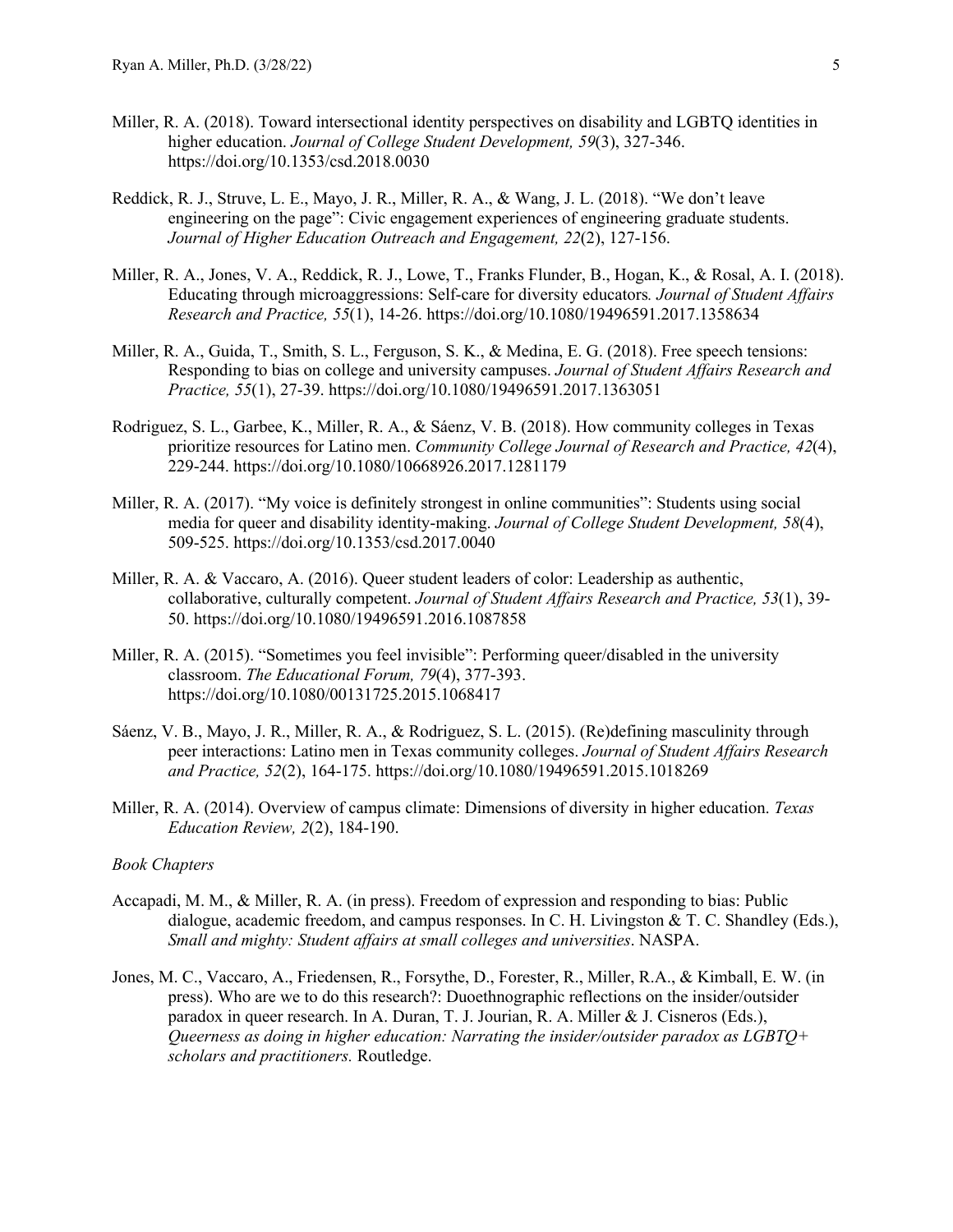Miller, R. A. (2018). Toward intersectional identity perspectives on disability and LGBTQ identities in higher education. *Journal of College Student Development, 59*(3), 327-346. https://doi.org/10.1353/csd.2018.0030

Reddick, R. J., Struve, L. E., Mayo, J. R., Miller, R. A., & Wang, J. L. (2018). "We don't leave engineering on the page": Civic engagement experiences of engineering graduate students. *Journal of Higher Education Outreach and Engagement, 22*(2), 127-156.

Miller, R. A., Jones, V. A., Reddick, R. J., Lowe, T., Franks Flunder, B., Hogan, K., & Rosal, A. I. (2018). Educating through microaggressions: Self-care for diversity educators. *Journal of Student Affairs Research and Practice, 55*(1), 14-26. https://doi.org/10.1080/19496591.2017.1358634

Miller, R. A., Guida, T., Smith, S. L., Ferguson, S. K., & Medina, E. G. (2018). Free speech tensions: Responding to bias on college and university campuses. *Journal of Student Affairs Research and Practice, 55*(1), 27-39. https://doi.org/10.1080/19496591.2017.1363051

Rodriguez, S. L., Garbee, K., Miller, R. A., & Sáenz, V. B. (2018). How community colleges in Texas prioritize resources for Latino men. *Community College Journal of Research and Practice, 42*(4), 229-244. https://doi.org/10.1080/10668926.2017.1281179

Miller, R. A. (2017). "My voice is definitely strongest in online communities": Students using social media for queer and disability identity-making. *Journal of College Student Development, 58*(4), 509-525. https://doi.org/10.1353/csd.2017.0040

Miller, R. A. & Vaccaro, A. (2016). Queer student leaders of color: Leadership as authentic, collaborative, culturally competent. *Journal of Student Affairs Research and Practice, 53*(1), 39-50. https://doi.org/10.1080/19496591.2016.1087858

Miller, R. A. (2015). "Sometimes you feel invisible": Performing queer/disabled in the university classroom. *The Educational Forum, 79*(4), 377-393. https://doi.org/10.1080/00131725.2015.1068417

Sáenz, V. B., Mayo, J. R., Miller, R. A., & Rodriguez, S. L. (2015). (Re)defining masculinity through peer interactions: Latino men in Texas community colleges. *Journal of Student Affairs Research and Practice, 52*(2), 164-175. https://doi.org/10.1080/19496591.2015.1018269

Miller, R. A. (2014). Overview of campus climate: Dimensions of diversity in higher education. *Texas Education Review, 2*(2), 184-190.

*Book Chapters*

Accapadi, M. M., & Miller, R. A. (in press). Freedom of expression and responding to bias: Public dialogue, academic freedom, and campus responses. In C. H. Livingston & T. C. Shandley (Eds.), *Small and mighty: Student affairs at small colleges and universities*. NASPA.

Jones, M. C., Vaccaro, A., Friedensen, R., Forsythe, D., Forester, R., Miller, R.A., & Kimball, E. W. (in press). Who are we to do this research?: Duoethnographic reflections on the insider/outsider paradox in queer research. In A. Duran, T. J. Jourian, R. A. Miller & J. Cisneros (Eds.), *Queerness as doing in higher education: Narrating the insider/outsider paradox as LGBTQ+ scholars and practitioners.* Routledge.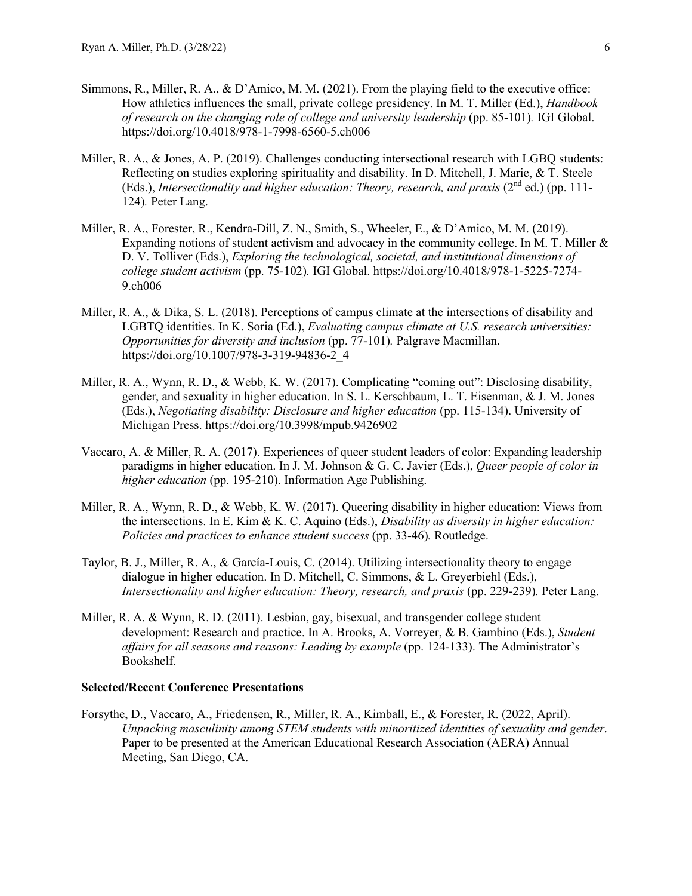Simmons, R., Miller, R. A., & D'Amico, M. M. (2021). From the playing field to the executive office: How athletics influences the small, private college presidency. In M. T. Miller (Ed.), *Handbook of research on the changing role of college and university leadership* (pp. 85-101). IGI Global. https://doi.org/10.4018/978-1-7998-6560-5.ch006

Miller, R. A., & Jones, A. P. (2019). Challenges conducting intersectional research with LGBQ students: Reflecting on studies exploring spirituality and disability. In D. Mitchell, J. Marie, & T. Steele (Eds.), *Intersectionality and higher education: Theory, research, and praxis* (2nd ed.) (pp. 111-124). Peter Lang.

Miller, R. A., Forester, R., Kendra-Dill, Z. N., Smith, S., Wheeler, E., & D'Amico, M. M. (2019). Expanding notions of student activism and advocacy in the community college. In M. T. Miller & D. V. Tolliver (Eds.), *Exploring the technological, societal, and institutional dimensions of college student activism* (pp. 75-102). IGI Global. https://doi.org/10.4018/978-1-5225-7274-9.ch006

Miller, R. A., & Dika, S. L. (2018). Perceptions of campus climate at the intersections of disability and LGBTQ identities. In K. Soria (Ed.), *Evaluating campus climate at U.S. research universities: Opportunities for diversity and inclusion* (pp. 77-101). Palgrave Macmillan. https://doi.org/10.1007/978-3-319-94836-2_4

Miller, R. A., Wynn, R. D., & Webb, K. W. (2017). Complicating "coming out": Disclosing disability, gender, and sexuality in higher education. In S. L. Kerschbaum, L. T. Eisenman, & J. M. Jones (Eds.), *Negotiating disability: Disclosure and higher education* (pp. 115-134). University of Michigan Press. https://doi.org/10.3998/mpub.9426902

Vaccaro, A. & Miller, R. A. (2017). Experiences of queer student leaders of color: Expanding leadership paradigms in higher education. In J. M. Johnson & G. C. Javier (Eds.), *Queer people of color in higher education* (pp. 195-210). Information Age Publishing.

Miller, R. A., Wynn, R. D., & Webb, K. W. (2017). Queering disability in higher education: Views from the intersections. In E. Kim & K. C. Aquino (Eds.), *Disability as diversity in higher education: Policies and practices to enhance student success* (pp. 33-46). Routledge.

Taylor, B. J., Miller, R. A., & García-Louis, C. (2014). Utilizing intersectionality theory to engage dialogue in higher education. In D. Mitchell, C. Simmons, & L. Greyerbiehl (Eds.), *Intersectionality and higher education: Theory, research, and praxis* (pp. 229-239). Peter Lang.

Miller, R. A. & Wynn, R. D. (2011). Lesbian, gay, bisexual, and transgender college student development: Research and practice. In A. Brooks, A. Vorreyer, & B. Gambino (Eds.), *Student affairs for all seasons and reasons: Leading by example* (pp. 124-133). The Administrator's Bookshelf.

**Selected/Recent Conference Presentations**

Forsythe, D., Vaccaro, A., Friedensen, R., Miller, R. A., Kimball, E., & Forester, R. (2022, April). *Unpacking masculinity among STEM students with minoritized identities of sexuality and gender*. Paper to be presented at the American Educational Research Association (AERA) Annual Meeting, San Diego, CA.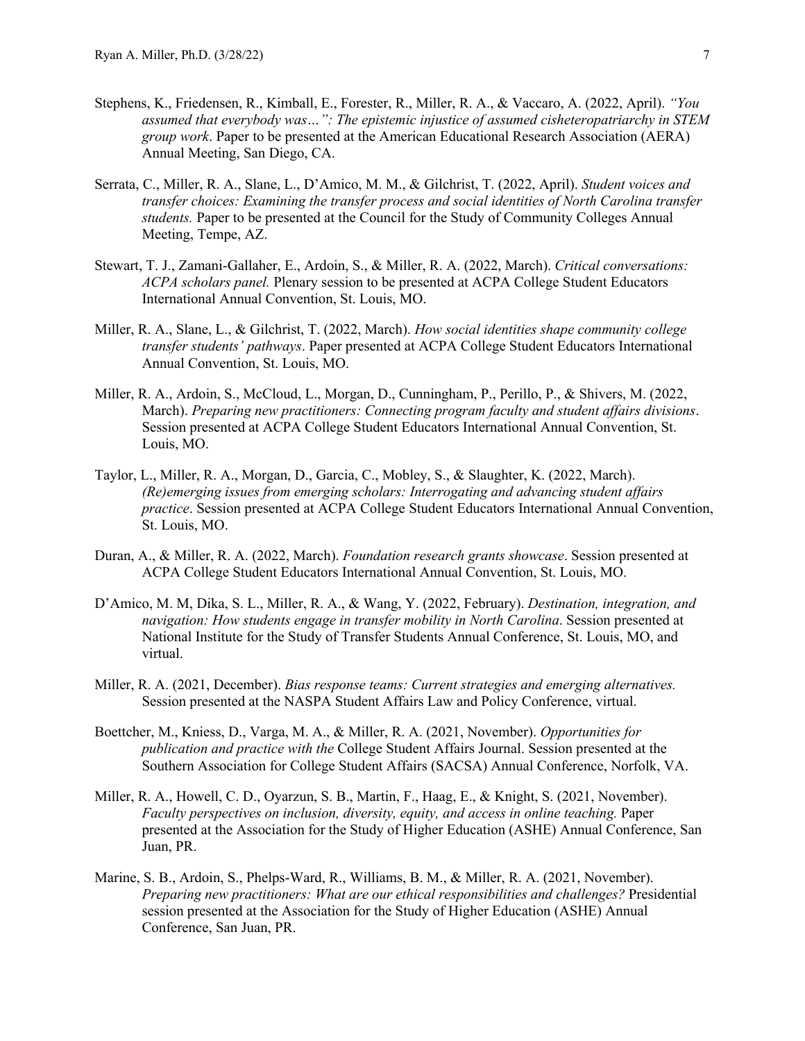Stephens, K., Friedensen, R., Kimball, E., Forester, R., Miller, R. A., & Vaccaro, A. (2022, April). *"You assumed that everybody was…": The epistemic injustice of assumed cisheteropatriarchy in STEM group work*. Paper to be presented at the American Educational Research Association (AERA) Annual Meeting, San Diego, CA.

Serrata, C., Miller, R. A., Slane, L., D'Amico, M. M., & Gilchrist, T. (2022, April). *Student voices and transfer choices: Examining the transfer process and social identities of North Carolina transfer students.* Paper to be presented at the Council for the Study of Community Colleges Annual Meeting, Tempe, AZ.

Stewart, T. J., Zamani-Gallaher, E., Ardoin, S., & Miller, R. A. (2022, March). *Critical conversations: ACPA scholars panel.* Plenary session to be presented at ACPA College Student Educators International Annual Convention, St. Louis, MO.

Miller, R. A., Slane, L., & Gilchrist, T. (2022, March). *How social identities shape community college transfer students' pathways*. Paper presented at ACPA College Student Educators International Annual Convention, St. Louis, MO.

Miller, R. A., Ardoin, S., McCloud, L., Morgan, D., Cunningham, P., Perillo, P., & Shivers, M. (2022, March). *Preparing new practitioners: Connecting program faculty and student affairs divisions*. Session presented at ACPA College Student Educators International Annual Convention, St. Louis, MO.

Taylor, L., Miller, R. A., Morgan, D., Garcia, C., Mobley, S., & Slaughter, K. (2022, March). *(Re)emerging issues from emerging scholars: Interrogating and advancing student affairs practice*. Session presented at ACPA College Student Educators International Annual Convention, St. Louis, MO.

Duran, A., & Miller, R. A. (2022, March). *Foundation research grants showcase*. Session presented at ACPA College Student Educators International Annual Convention, St. Louis, MO.

D'Amico, M. M, Dika, S. L., Miller, R. A., & Wang, Y. (2022, February). *Destination, integration, and navigation: How students engage in transfer mobility in North Carolina*. Session presented at National Institute for the Study of Transfer Students Annual Conference, St. Louis, MO, and virtual.

Miller, R. A. (2021, December). *Bias response teams: Current strategies and emerging alternatives.* Session presented at the NASPA Student Affairs Law and Policy Conference, virtual.

Boettcher, M., Kniess, D., Varga, M. A., & Miller, R. A. (2021, November). *Opportunities for publication and practice with the* College Student Affairs Journal. Session presented at the Southern Association for College Student Affairs (SACSA) Annual Conference, Norfolk, VA.

Miller, R. A., Howell, C. D., Oyarzun, S. B., Martin, F., Haag, E., & Knight, S. (2021, November). *Faculty perspectives on inclusion, diversity, equity, and access in online teaching.* Paper presented at the Association for the Study of Higher Education (ASHE) Annual Conference, San Juan, PR.

Marine, S. B., Ardoin, S., Phelps-Ward, R., Williams, B. M., & Miller, R. A. (2021, November). *Preparing new practitioners: What are our ethical responsibilities and challenges?* Presidential session presented at the Association for the Study of Higher Education (ASHE) Annual Conference, San Juan, PR.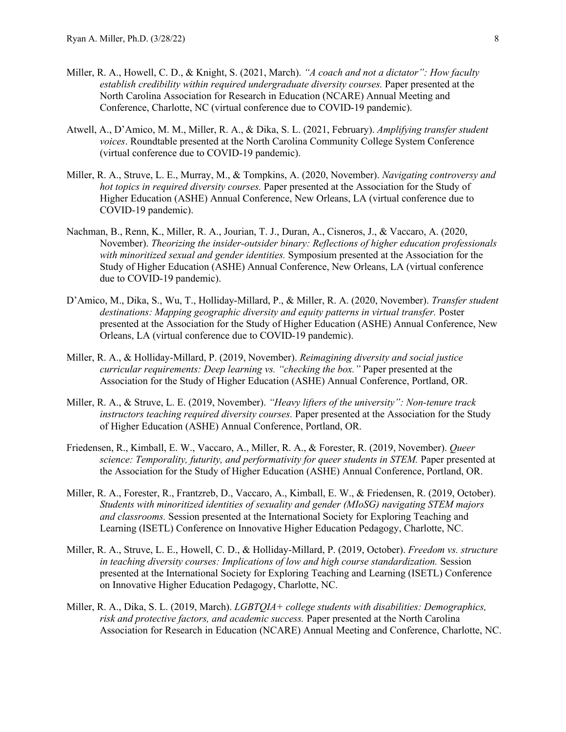Miller, R. A., Howell, C. D., & Knight, S. (2021, March). *"A coach and not a dictator": How faculty establish credibility within required undergraduate diversity courses.* Paper presented at the North Carolina Association for Research in Education (NCARE) Annual Meeting and Conference, Charlotte, NC (virtual conference due to COVID-19 pandemic).

Atwell, A., D'Amico, M. M., Miller, R. A., & Dika, S. L. (2021, February). *Amplifying transfer student voices*. Roundtable presented at the North Carolina Community College System Conference (virtual conference due to COVID-19 pandemic).

Miller, R. A., Struve, L. E., Murray, M., & Tompkins, A. (2020, November). *Navigating controversy and hot topics in required diversity courses.* Paper presented at the Association for the Study of Higher Education (ASHE) Annual Conference, New Orleans, LA (virtual conference due to COVID-19 pandemic).

Nachman, B., Renn, K., Miller, R. A., Jourian, T. J., Duran, A., Cisneros, J., & Vaccaro, A. (2020, November). *Theorizing the insider-outsider binary: Reflections of higher education professionals with minoritized sexual and gender identities.* Symposium presented at the Association for the Study of Higher Education (ASHE) Annual Conference, New Orleans, LA (virtual conference due to COVID-19 pandemic).

D'Amico, M., Dika, S., Wu, T., Holliday-Millard, P., & Miller, R. A. (2020, November). *Transfer student destinations: Mapping geographic diversity and equity patterns in virtual transfer.* Poster presented at the Association for the Study of Higher Education (ASHE) Annual Conference, New Orleans, LA (virtual conference due to COVID-19 pandemic).

Miller, R. A., & Holliday-Millard, P. (2019, November). *Reimagining diversity and social justice curricular requirements: Deep learning vs. "checking the box."* Paper presented at the Association for the Study of Higher Education (ASHE) Annual Conference, Portland, OR.

Miller, R. A., & Struve, L. E. (2019, November). *"Heavy lifters of the university": Non-tenure track instructors teaching required diversity courses.* Paper presented at the Association for the Study of Higher Education (ASHE) Annual Conference, Portland, OR.

Friedensen, R., Kimball, E. W., Vaccaro, A., Miller, R. A., & Forester, R. (2019, November). *Queer science: Temporality, futurity, and performativity for queer students in STEM.* Paper presented at the Association for the Study of Higher Education (ASHE) Annual Conference, Portland, OR.

Miller, R. A., Forester, R., Frantzreb, D., Vaccaro, A., Kimball, E. W., & Friedensen, R. (2019, October). *Students with minoritized identities of sexuality and gender (MIoSG) navigating STEM majors and classrooms.* Session presented at the International Society for Exploring Teaching and Learning (ISETL) Conference on Innovative Higher Education Pedagogy, Charlotte, NC.

Miller, R. A., Struve, L. E., Howell, C. D., & Holliday-Millard, P. (2019, October). *Freedom vs. structure in teaching diversity courses: Implications of low and high course standardization.* Session presented at the International Society for Exploring Teaching and Learning (ISETL) Conference on Innovative Higher Education Pedagogy, Charlotte, NC.

Miller, R. A., Dika, S. L. (2019, March). *LGBTQIA+ college students with disabilities: Demographics, risk and protective factors, and academic success.* Paper presented at the North Carolina Association for Research in Education (NCARE) Annual Meeting and Conference, Charlotte, NC.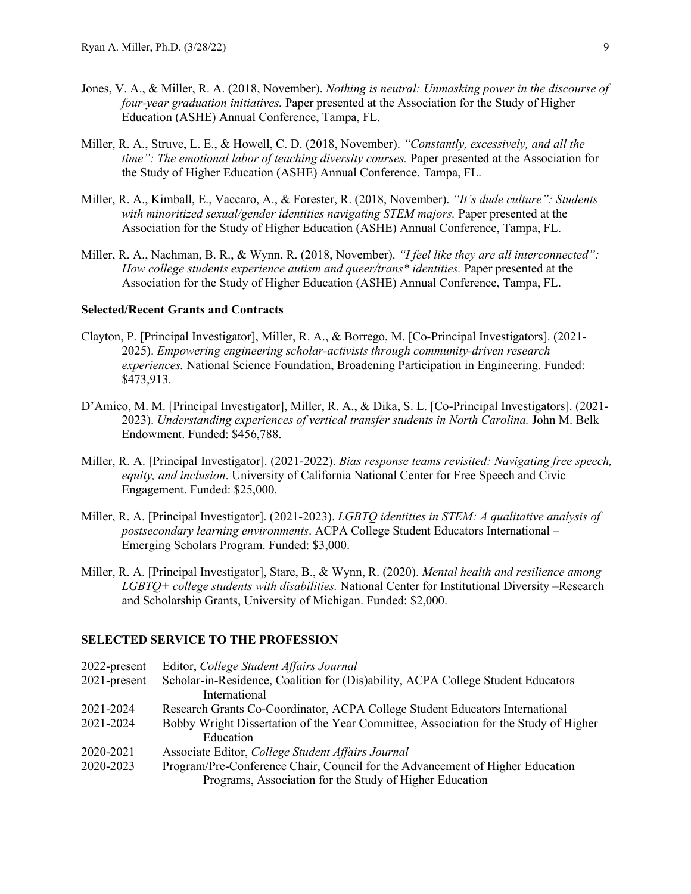Jones, V. A., & Miller, R. A. (2018, November). *Nothing is neutral: Unmasking power in the discourse of four-year graduation initiatives.* Paper presented at the Association for the Study of Higher Education (ASHE) Annual Conference, Tampa, FL.

Miller, R. A., Struve, L. E., & Howell, C. D. (2018, November). *"Constantly, excessively, and all the time": The emotional labor of teaching diversity courses.* Paper presented at the Association for the Study of Higher Education (ASHE) Annual Conference, Tampa, FL.

Miller, R. A., Kimball, E., Vaccaro, A., & Forester, R. (2018, November). *"It's dude culture": Students with minoritized sexual/gender identities navigating STEM majors.* Paper presented at the Association for the Study of Higher Education (ASHE) Annual Conference, Tampa, FL.

Miller, R. A., Nachman, B. R., & Wynn, R. (2018, November). *"I feel like they are all interconnected": How college students experience autism and queer/trans* identities.* Paper presented at the Association for the Study of Higher Education (ASHE) Annual Conference, Tampa, FL.

**Selected/Recent Grants and Contracts**

Clayton, P. [Principal Investigator], Miller, R. A., & Borrego, M. [Co-Principal Investigators]. (2021-2025). *Empowering engineering scholar-activists through community-driven research experiences.* National Science Foundation, Broadening Participation in Engineering. Funded: $473,913.

D'Amico, M. M. [Principal Investigator], Miller, R. A., & Dika, S. L. [Co-Principal Investigators]. (2021-2023). *Understanding experiences of vertical transfer students in North Carolina.* John M. Belk Endowment. Funded: $456,788.

Miller, R. A. [Principal Investigator]. (2021-2022). *Bias response teams revisited: Navigating free speech, equity, and inclusion*. University of California National Center for Free Speech and Civic Engagement. Funded: $25,000.

Miller, R. A. [Principal Investigator]. (2021-2023). *LGBTQ identities in STEM: A qualitative analysis of postsecondary learning environments*. ACPA College Student Educators International – Emerging Scholars Program. Funded: $3,000.

Miller, R. A. [Principal Investigator], Stare, B., & Wynn, R. (2020). *Mental health and resilience among LGBTQ+ college students with disabilities.* National Center for Institutional Diversity –Research and Scholarship Grants, University of Michigan. Funded: $2,000.

## SELECTED SERVICE TO THE PROFESSION

| | |
|---|---|
| 2022-present | Editor, *College Student Affairs Journal* |
| 2021-present | Scholar-in-Residence, Coalition for (Dis)ability, ACPA College Student Educators International |
| 2021-2024 | Research Grants Co-Coordinator, ACPA College Student Educators International |
| 2021-2024 | Bobby Wright Dissertation of the Year Committee, Association for the Study of Higher Education |
| 2020-2021 | Associate Editor, *College Student Affairs Journal* |
| 2020-2023 | Program/Pre-Conference Chair, Council for the Advancement of Higher Education Programs, Association for the Study of Higher Education |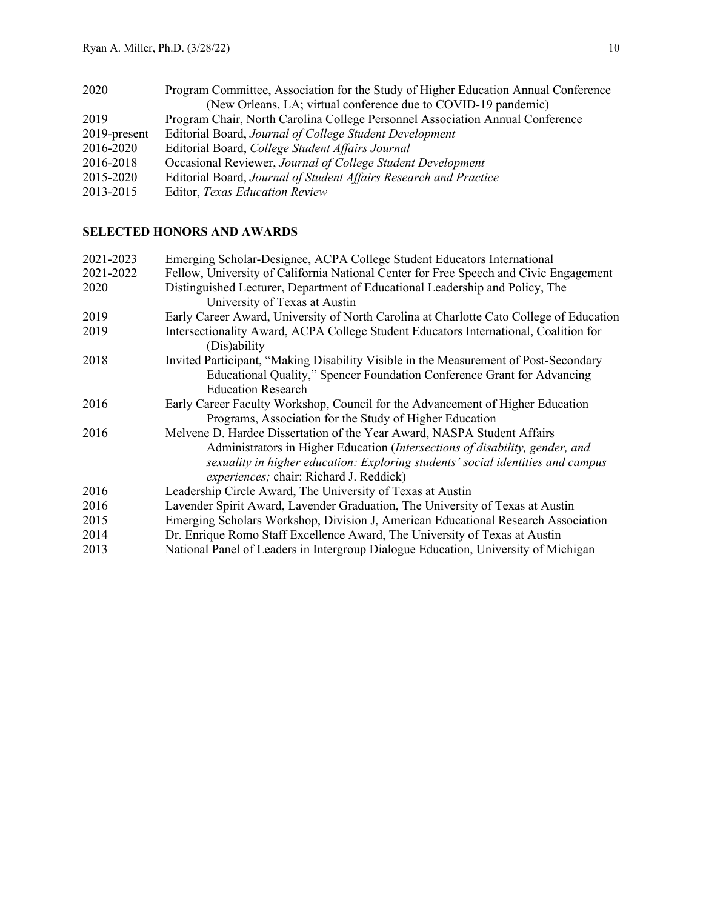| | |
|---|---|
| 2020 | Program Committee, Association for the Study of Higher Education Annual Conference (New Orleans, LA; virtual conference due to COVID-19 pandemic) |
| 2019 | Program Chair, North Carolina College Personnel Association Annual Conference |
| 2019-present | Editorial Board, *Journal of College Student Development* |
| 2016-2020 | Editorial Board, *College Student Affairs Journal* |
| 2016-2018 | Occasional Reviewer, *Journal of College Student Development* |
| 2015-2020 | Editorial Board, *Journal of Student Affairs Research and Practice* |
| 2013-2015 | Editor, *Texas Education Review* |

## SELECTED HONORS AND AWARDS

| | |
|---|---|
| 2021-2023 | Emerging Scholar-Designee, ACPA College Student Educators International |
| 2021-2022 | Fellow, University of California National Center for Free Speech and Civic Engagement |
| 2020 | Distinguished Lecturer, Department of Educational Leadership and Policy, The University of Texas at Austin |
| 2019 | Early Career Award, University of North Carolina at Charlotte Cato College of Education |
| 2019 | Intersectionality Award, ACPA College Student Educators International, Coalition for (Dis)ability |
| 2018 | Invited Participant, "Making Disability Visible in the Measurement of Post-Secondary Educational Quality," Spencer Foundation Conference Grant for Advancing Education Research |
| 2016 | Early Career Faculty Workshop, Council for the Advancement of Higher Education Programs, Association for the Study of Higher Education |
| 2016 | Melvene D. Hardee Dissertation of the Year Award, NASPA Student Affairs Administrators in Higher Education (*Intersections of disability, gender, and sexuality in higher education: Exploring students' social identities and campus experiences;* chair: Richard J. Reddick) |
| 2016 | Leadership Circle Award, The University of Texas at Austin |
| 2016 | Lavender Spirit Award, Lavender Graduation, The University of Texas at Austin |
| 2015 | Emerging Scholars Workshop, Division J, American Educational Research Association |
| 2014 | Dr. Enrique Romo Staff Excellence Award, The University of Texas at Austin |
| 2013 | National Panel of Leaders in Intergroup Dialogue Education, University of Michigan |